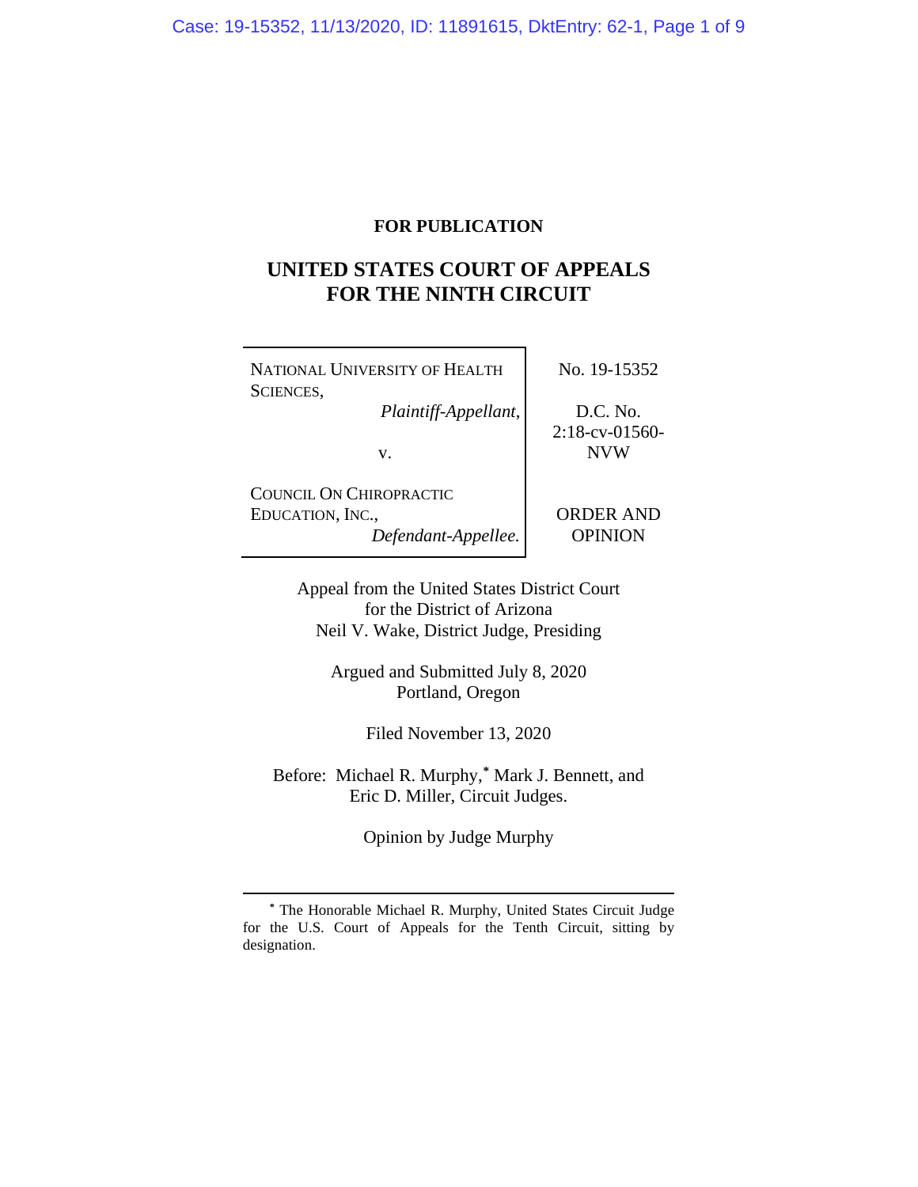**FOR PUBLICATION**

# UNITED STATES COURT OF APPEALS FOR THE NINTH CIRCUIT

| | |
|---|---|
| NATIONAL UNIVERSITY OF HEALTH SCIENCES, *Plaintiff-Appellant*, v. COUNCIL ON CHIROPRACTIC EDUCATION, INC., *Defendant-Appellee.* | No. 19-15352 D.C. No. 2:18-cv-01560-NVW ORDER AND OPINION |

Appeal from the United States District Court for the District of Arizona
Neil V. Wake, District Judge, Presiding

Argued and Submitted July 8, 2020
Portland, Oregon

Filed November 13, 2020

Before: Michael R. Murphy,* Mark J. Bennett, and Eric D. Miller, Circuit Judges.

Opinion by Judge Murphy

---

\* The Honorable Michael R. Murphy, United States Circuit Judge for the U.S. Court of Appeals for the Tenth Circuit, sitting by designation.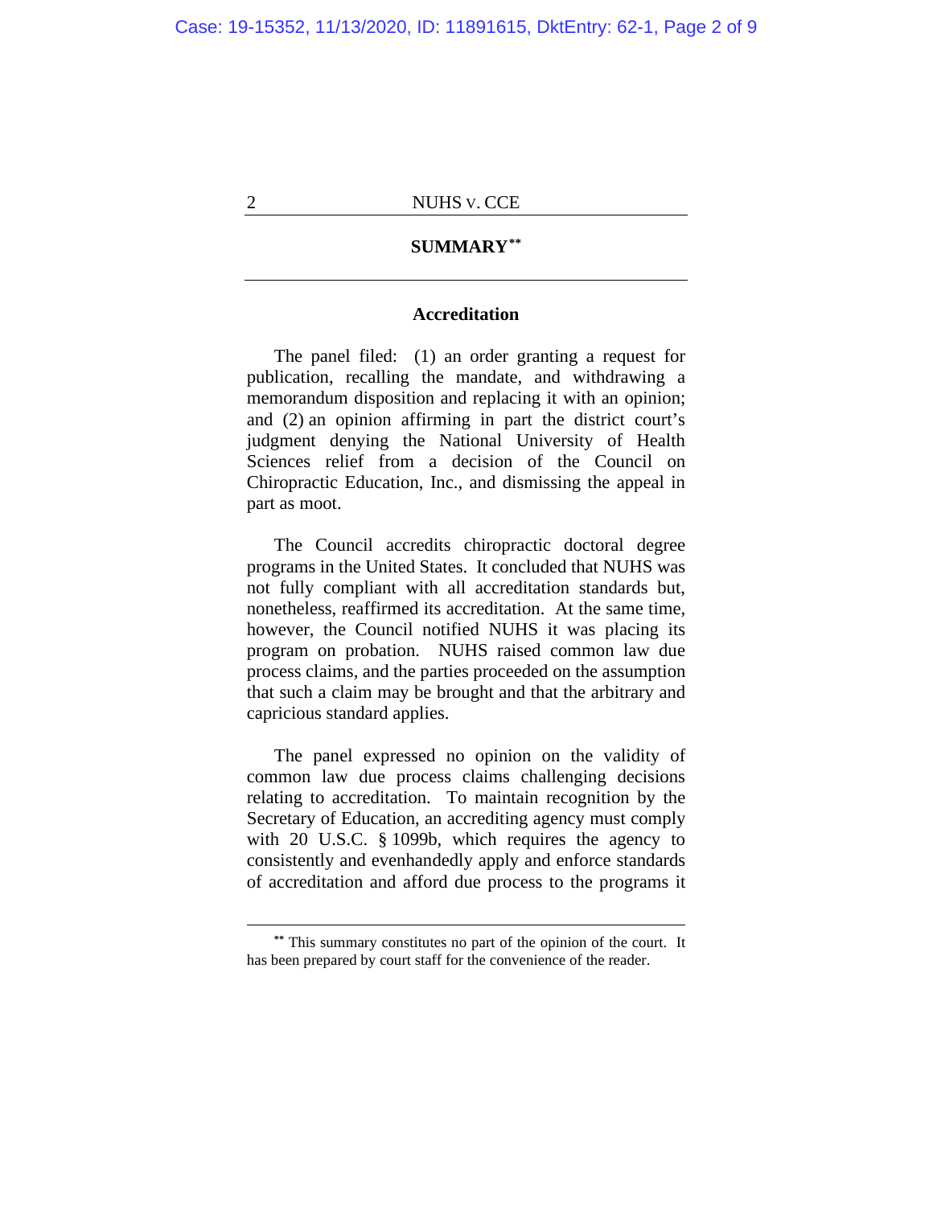## SUMMARY[**]

### Accreditation

The panel filed: (1) an order granting a request for publication, recalling the mandate, and withdrawing a memorandum disposition and replacing it with an opinion; and (2) an opinion affirming in part the district court's judgment denying the National University of Health Sciences relief from a decision of the Council on Chiropractic Education, Inc., and dismissing the appeal in part as moot.

The Council accredits chiropractic doctoral degree programs in the United States. It concluded that NUHS was not fully compliant with all accreditation standards but, nonetheless, reaffirmed its accreditation. At the same time, however, the Council notified NUHS it was placing its program on probation. NUHS raised common law due process claims, and the parties proceeded on the assumption that such a claim may be brought and that the arbitrary and capricious standard applies.

The panel expressed no opinion on the validity of common law due process claims challenging decisions relating to accreditation. To maintain recognition by the Secretary of Education, an accrediting agency must comply with 20 U.S.C. § 1099b, which requires the agency to consistently and evenhandedly apply and enforce standards of accreditation and afford due process to the programs it

---

[**] This summary constitutes no part of the opinion of the court. It has been prepared by court staff for the convenience of the reader.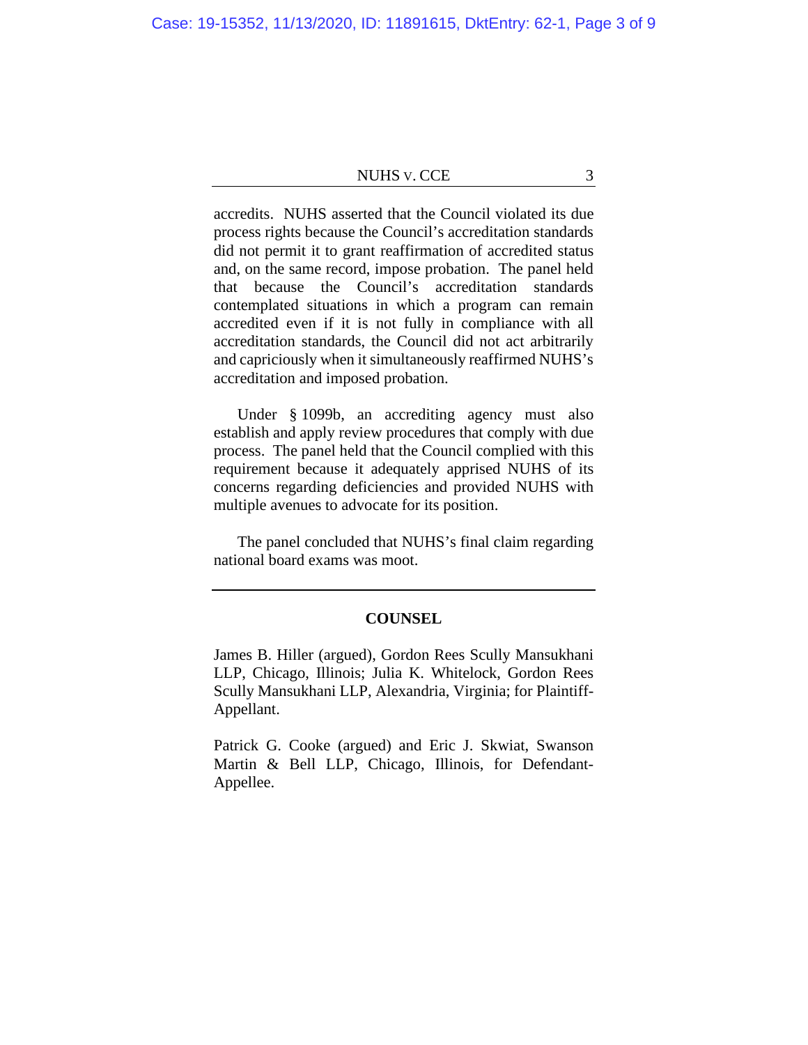accredits. NUHS asserted that the Council violated its due process rights because the Council's accreditation standards did not permit it to grant reaffirmation of accredited status and, on the same record, impose probation. The panel held that because the Council's accreditation standards contemplated situations in which a program can remain accredited even if it is not fully in compliance with all accreditation standards, the Council did not act arbitrarily and capriciously when it simultaneously reaffirmed NUHS's accreditation and imposed probation.

Under § 1099b, an accrediting agency must also establish and apply review procedures that comply with due process. The panel held that the Council complied with this requirement because it adequately apprised NUHS of its concerns regarding deficiencies and provided NUHS with multiple avenues to advocate for its position.

The panel concluded that NUHS's final claim regarding national board exams was moot.

---

## COUNSEL

James B. Hiller (argued), Gordon Rees Scully Mansukhani LLP, Chicago, Illinois; Julia K. Whitelock, Gordon Rees Scully Mansukhani LLP, Alexandria, Virginia; for Plaintiff-Appellant.

Patrick G. Cooke (argued) and Eric J. Skwiat, Swanson Martin & Bell LLP, Chicago, Illinois, for Defendant-Appellee.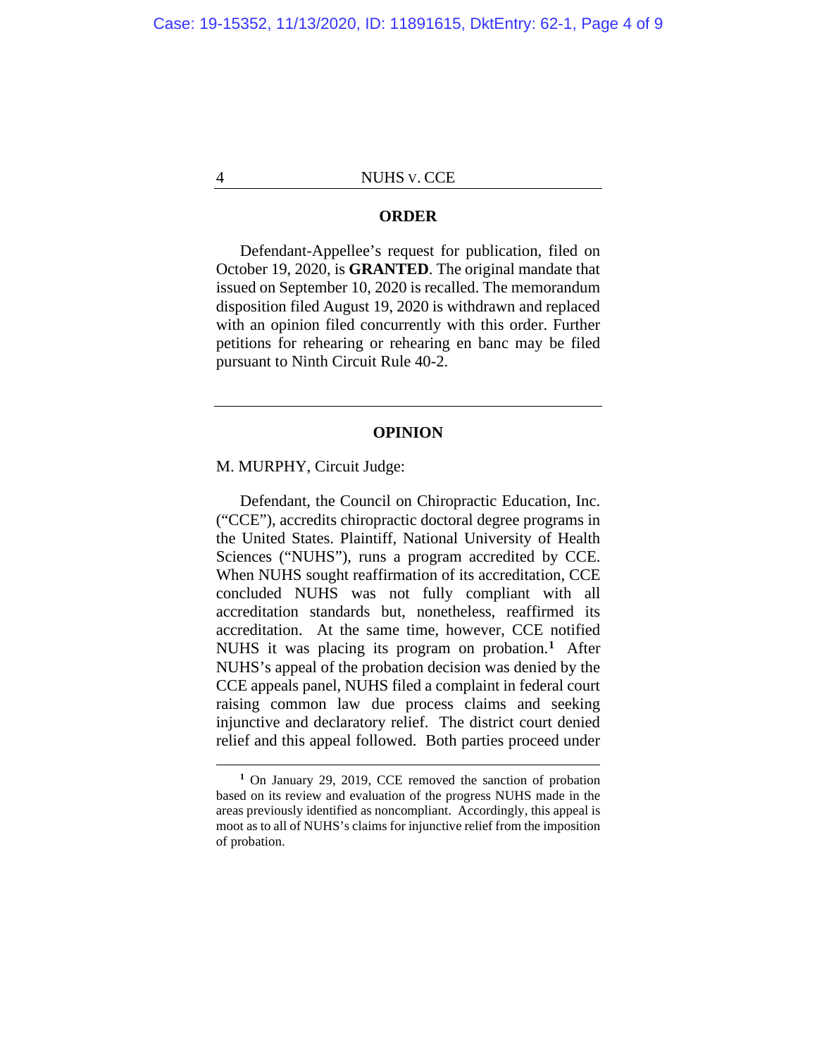## ORDER

Defendant-Appellee's request for publication, filed on October 19, 2020, is **GRANTED**. The original mandate that issued on September 10, 2020 is recalled. The memorandum disposition filed August 19, 2020 is withdrawn and replaced with an opinion filed concurrently with this order. Further petitions for rehearing or rehearing en banc may be filed pursuant to Ninth Circuit Rule 40-2.

---

## OPINION

M. MURPHY, Circuit Judge:

Defendant, the Council on Chiropractic Education, Inc. ("CCE"), accredits chiropractic doctoral degree programs in the United States. Plaintiff, National University of Health Sciences ("NUHS"), runs a program accredited by CCE. When NUHS sought reaffirmation of its accreditation, CCE concluded NUHS was not fully compliant with all accreditation standards but, nonetheless, reaffirmed its accreditation. At the same time, however, CCE notified NUHS it was placing its program on probation.[1] After NUHS's appeal of the probation decision was denied by the CCE appeals panel, NUHS filed a complaint in federal court raising common law due process claims and seeking injunctive and declaratory relief. The district court denied relief and this appeal followed. Both parties proceed under

---

[1] On January 29, 2019, CCE removed the sanction of probation based on its review and evaluation of the progress NUHS made in the areas previously identified as noncompliant. Accordingly, this appeal is moot as to all of NUHS's claims for injunctive relief from the imposition of probation.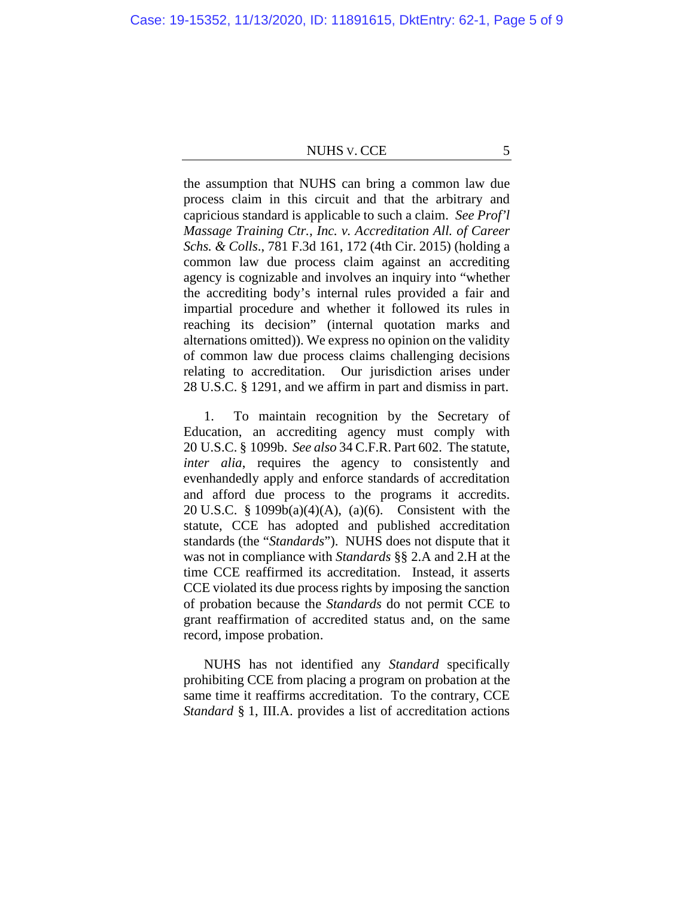the assumption that NUHS can bring a common law due process claim in this circuit and that the arbitrary and capricious standard is applicable to such a claim. *See Prof'l Massage Training Ctr., Inc. v. Accreditation All. of Career Schs. & Colls.*, 781 F.3d 161, 172 (4th Cir. 2015) (holding a common law due process claim against an accrediting agency is cognizable and involves an inquiry into "whether the accrediting body's internal rules provided a fair and impartial procedure and whether it followed its rules in reaching its decision" (internal quotation marks and alternations omitted)). We express no opinion on the validity of common law due process claims challenging decisions relating to accreditation. Our jurisdiction arises under 28 U.S.C. § 1291, and we affirm in part and dismiss in part.

1. To maintain recognition by the Secretary of Education, an accrediting agency must comply with 20 U.S.C. § 1099b. *See also* 34 C.F.R. Part 602. The statute, *inter alia*, requires the agency to consistently and evenhandedly apply and enforce standards of accreditation and afford due process to the programs it accredits. 20 U.S.C. § 1099b(a)(4)(A), (a)(6). Consistent with the statute, CCE has adopted and published accreditation standards (the "*Standards*"). NUHS does not dispute that it was not in compliance with *Standards* §§ 2.A and 2.H at the time CCE reaffirmed its accreditation. Instead, it asserts CCE violated its due process rights by imposing the sanction of probation because the *Standards* do not permit CCE to grant reaffirmation of accredited status and, on the same record, impose probation.

NUHS has not identified any *Standard* specifically prohibiting CCE from placing a program on probation at the same time it reaffirms accreditation. To the contrary, CCE *Standard* § 1, III.A. provides a list of accreditation actions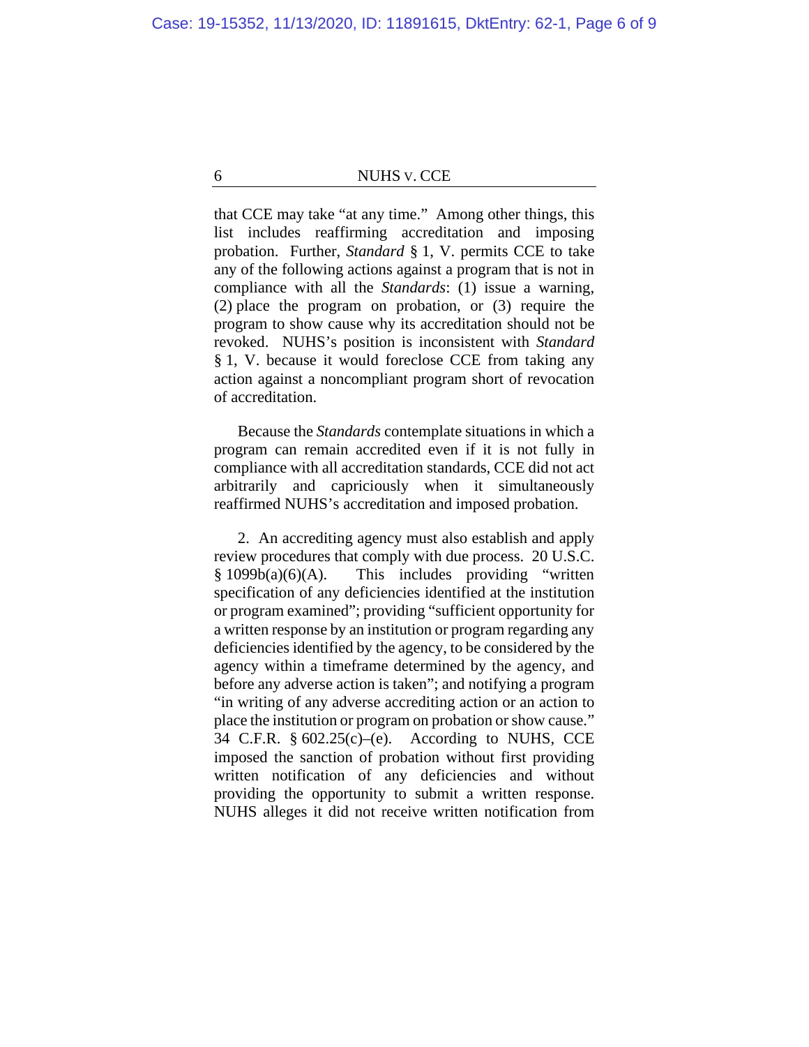that CCE may take "at any time." Among other things, this list includes reaffirming accreditation and imposing probation. Further, *Standard* § 1, V. permits CCE to take any of the following actions against a program that is not in compliance with all the *Standards*: (1) issue a warning, (2) place the program on probation, or (3) require the program to show cause why its accreditation should not be revoked. NUHS's position is inconsistent with *Standard* § 1, V. because it would foreclose CCE from taking any action against a noncompliant program short of revocation of accreditation.

Because the *Standards* contemplate situations in which a program can remain accredited even if it is not fully in compliance with all accreditation standards, CCE did not act arbitrarily and capriciously when it simultaneously reaffirmed NUHS's accreditation and imposed probation.

2. An accrediting agency must also establish and apply review procedures that comply with due process. 20 U.S.C. § 1099b(a)(6)(A). This includes providing "written specification of any deficiencies identified at the institution or program examined"; providing "sufficient opportunity for a written response by an institution or program regarding any deficiencies identified by the agency, to be considered by the agency within a timeframe determined by the agency, and before any adverse action is taken"; and notifying a program "in writing of any adverse accrediting action or an action to place the institution or program on probation or show cause." 34 C.F.R. § 602.25(c)–(e). According to NUHS, CCE imposed the sanction of probation without first providing written notification of any deficiencies and without providing the opportunity to submit a written response. NUHS alleges it did not receive written notification from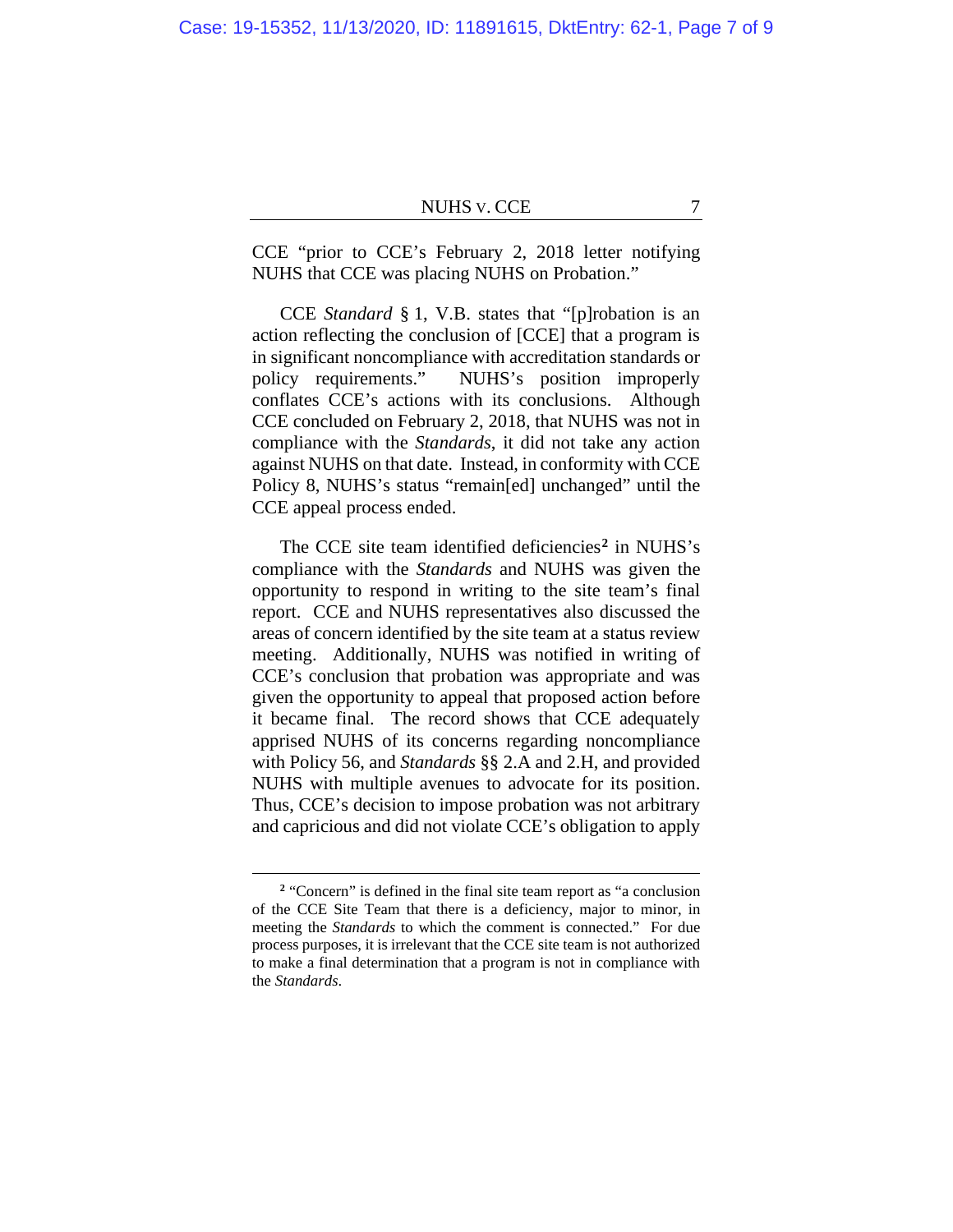CCE "prior to CCE's February 2, 2018 letter notifying NUHS that CCE was placing NUHS on Probation."

CCE *Standard* § 1, V.B. states that "[p]robation is an action reflecting the conclusion of [CCE] that a program is in significant noncompliance with accreditation standards or policy requirements." NUHS's position improperly conflates CCE's actions with its conclusions. Although CCE concluded on February 2, 2018, that NUHS was not in compliance with the *Standards*, it did not take any action against NUHS on that date. Instead, in conformity with CCE Policy 8, NUHS's status "remain[ed] unchanged" until the CCE appeal process ended.

The CCE site team identified deficiencies[2] in NUHS's compliance with the *Standards* and NUHS was given the opportunity to respond in writing to the site team's final report. CCE and NUHS representatives also discussed the areas of concern identified by the site team at a status review meeting. Additionally, NUHS was notified in writing of CCE's conclusion that probation was appropriate and was given the opportunity to appeal that proposed action before it became final. The record shows that CCE adequately apprised NUHS of its concerns regarding noncompliance with Policy 56, and *Standards* §§ 2.A and 2.H, and provided NUHS with multiple avenues to advocate for its position. Thus, CCE's decision to impose probation was not arbitrary and capricious and did not violate CCE's obligation to apply

---

[2] "Concern" is defined in the final site team report as "a conclusion of the CCE Site Team that there is a deficiency, major to minor, in meeting the *Standards* to which the comment is connected." For due process purposes, it is irrelevant that the CCE site team is not authorized to make a final determination that a program is not in compliance with the *Standards*.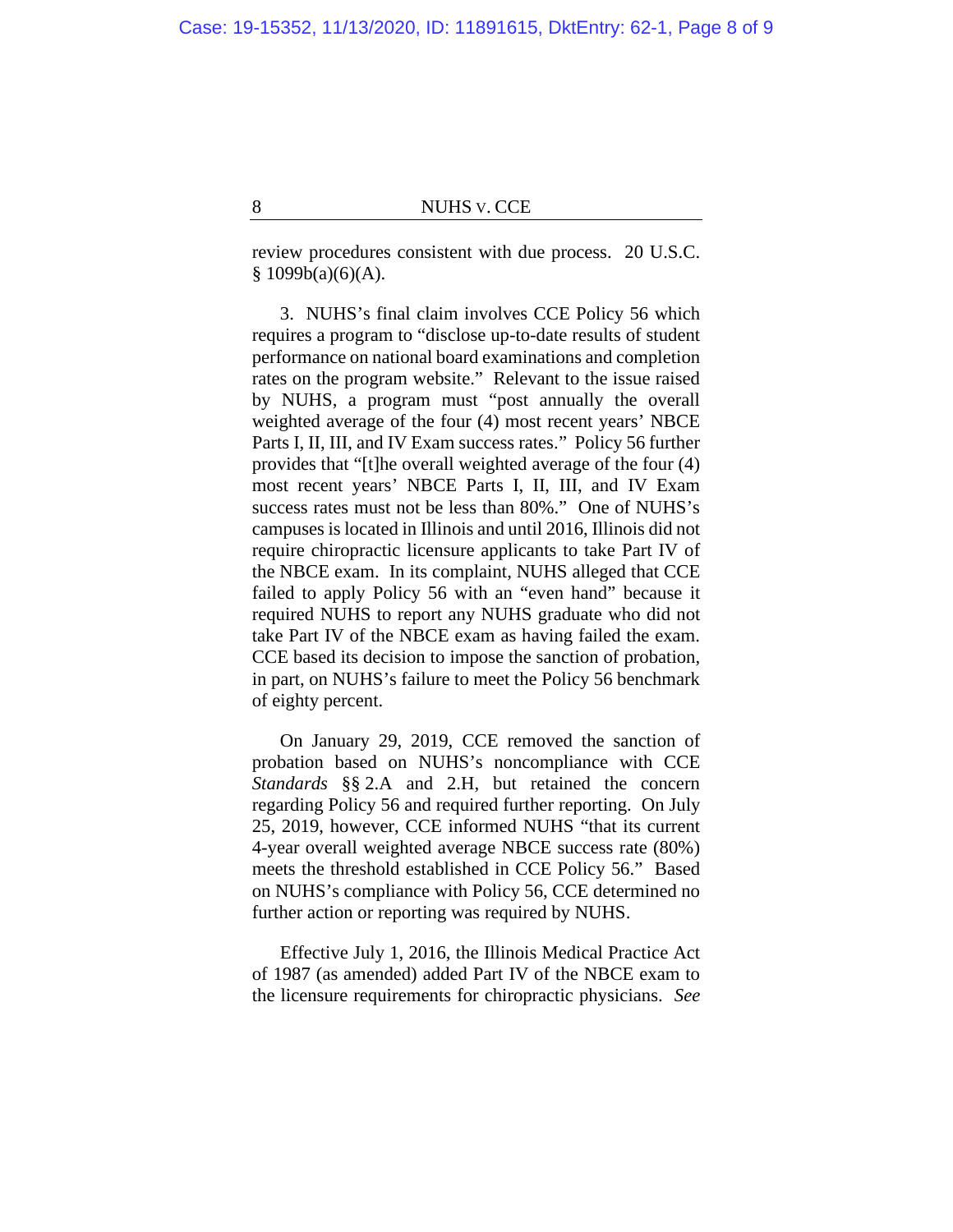review procedures consistent with due process. 20 U.S.C. § 1099b(a)(6)(A).

3. NUHS's final claim involves CCE Policy 56 which requires a program to "disclose up-to-date results of student performance on national board examinations and completion rates on the program website." Relevant to the issue raised by NUHS, a program must "post annually the overall weighted average of the four (4) most recent years' NBCE Parts I, II, III, and IV Exam success rates." Policy 56 further provides that "[t]he overall weighted average of the four (4) most recent years' NBCE Parts I, II, III, and IV Exam success rates must not be less than 80%." One of NUHS's campuses is located in Illinois and until 2016, Illinois did not require chiropractic licensure applicants to take Part IV of the NBCE exam. In its complaint, NUHS alleged that CCE failed to apply Policy 56 with an "even hand" because it required NUHS to report any NUHS graduate who did not take Part IV of the NBCE exam as having failed the exam. CCE based its decision to impose the sanction of probation, in part, on NUHS's failure to meet the Policy 56 benchmark of eighty percent.

On January 29, 2019, CCE removed the sanction of probation based on NUHS's noncompliance with CCE *Standards* §§ 2.A and 2.H, but retained the concern regarding Policy 56 and required further reporting. On July 25, 2019, however, CCE informed NUHS "that its current 4-year overall weighted average NBCE success rate (80%) meets the threshold established in CCE Policy 56." Based on NUHS's compliance with Policy 56, CCE determined no further action or reporting was required by NUHS.

Effective July 1, 2016, the Illinois Medical Practice Act of 1987 (as amended) added Part IV of the NBCE exam to the licensure requirements for chiropractic physicians. *See*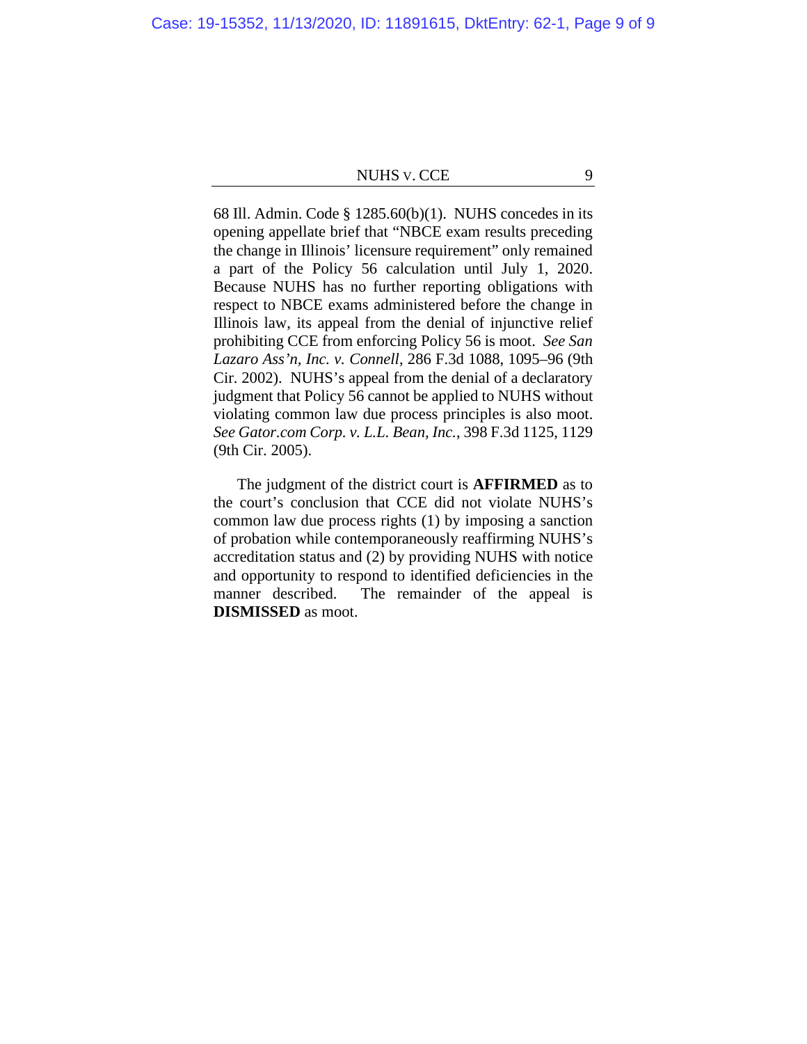68 Ill. Admin. Code § 1285.60(b)(1). NUHS concedes in its opening appellate brief that "NBCE exam results preceding the change in Illinois' licensure requirement" only remained a part of the Policy 56 calculation until July 1, 2020. Because NUHS has no further reporting obligations with respect to NBCE exams administered before the change in Illinois law, its appeal from the denial of injunctive relief prohibiting CCE from enforcing Policy 56 is moot. *See San Lazaro Ass'n, Inc. v. Connell*, 286 F.3d 1088, 1095–96 (9th Cir. 2002). NUHS's appeal from the denial of a declaratory judgment that Policy 56 cannot be applied to NUHS without violating common law due process principles is also moot. *See Gator.com Corp. v. L.L. Bean, Inc.*, 398 F.3d 1125, 1129 (9th Cir. 2005).

The judgment of the district court is **AFFIRMED** as to the court's conclusion that CCE did not violate NUHS's common law due process rights (1) by imposing a sanction of probation while contemporaneously reaffirming NUHS's accreditation status and (2) by providing NUHS with notice and opportunity to respond to identified deficiencies in the manner described. The remainder of the appeal is **DISMISSED** as moot.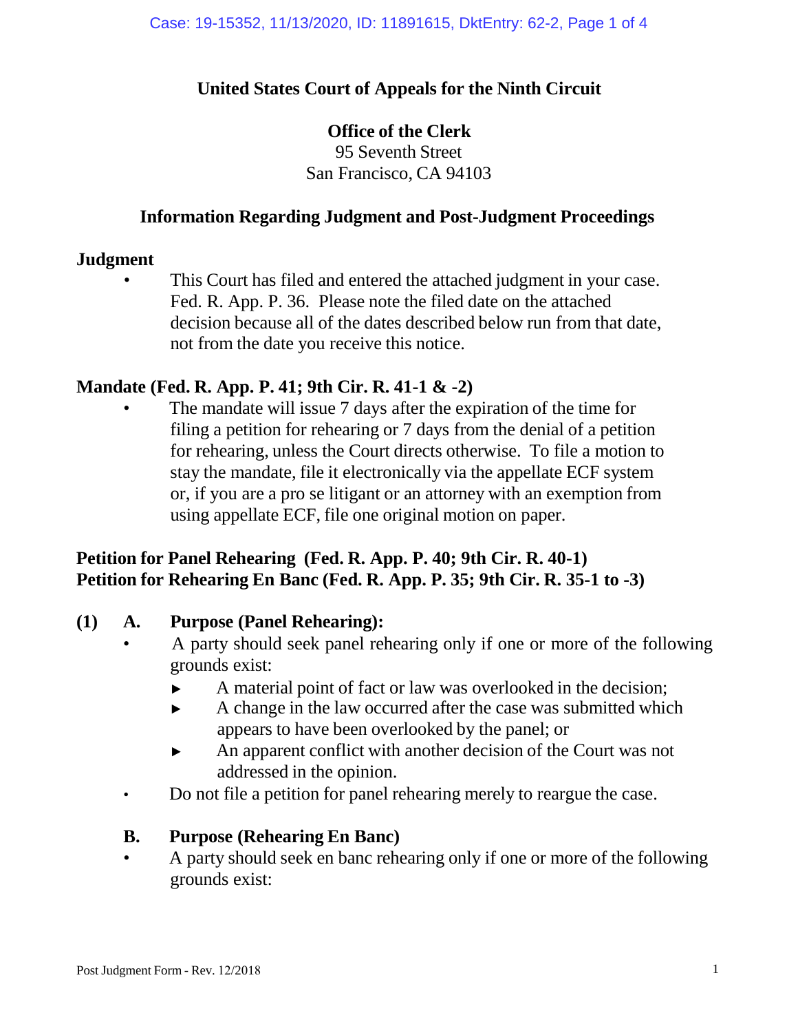**United States Court of Appeals for the Ninth Circuit**

**Office of the Clerk**
95 Seventh Street
San Francisco, CA 94103

**Information Regarding Judgment and Post-Judgment Proceedings**

**Judgment**

- This Court has filed and entered the attached judgment in your case. Fed. R. App. P. 36. Please note the filed date on the attached decision because all of the dates described below run from that date, not from the date you receive this notice.

**Mandate (Fed. R. App. P. 41; 9th Cir. R. 41-1 & -2)**

- The mandate will issue 7 days after the expiration of the time for filing a petition for rehearing or 7 days from the denial of a petition for rehearing, unless the Court directs otherwise. To file a motion to stay the mandate, file it electronically via the appellate ECF system or, if you are a pro se litigant or an attorney with an exemption from using appellate ECF, file one original motion on paper.

**Petition for Panel Rehearing (Fed. R. App. P. 40; 9th Cir. R. 40-1)**
**Petition for Rehearing En Banc (Fed. R. App. P. 35; 9th Cir. R. 35-1 to -3)**

**(1) A. Purpose (Panel Rehearing):**

- A party should seek panel rehearing only if one or more of the following grounds exist:
  - ► A material point of fact or law was overlooked in the decision;
  - ► A change in the law occurred after the case was submitted which appears to have been overlooked by the panel; or
  - ► An apparent conflict with another decision of the Court was not addressed in the opinion.
- Do not file a petition for panel rehearing merely to reargue the case.

**B. Purpose (Rehearing En Banc)**

- A party should seek en banc rehearing only if one or more of the following grounds exist: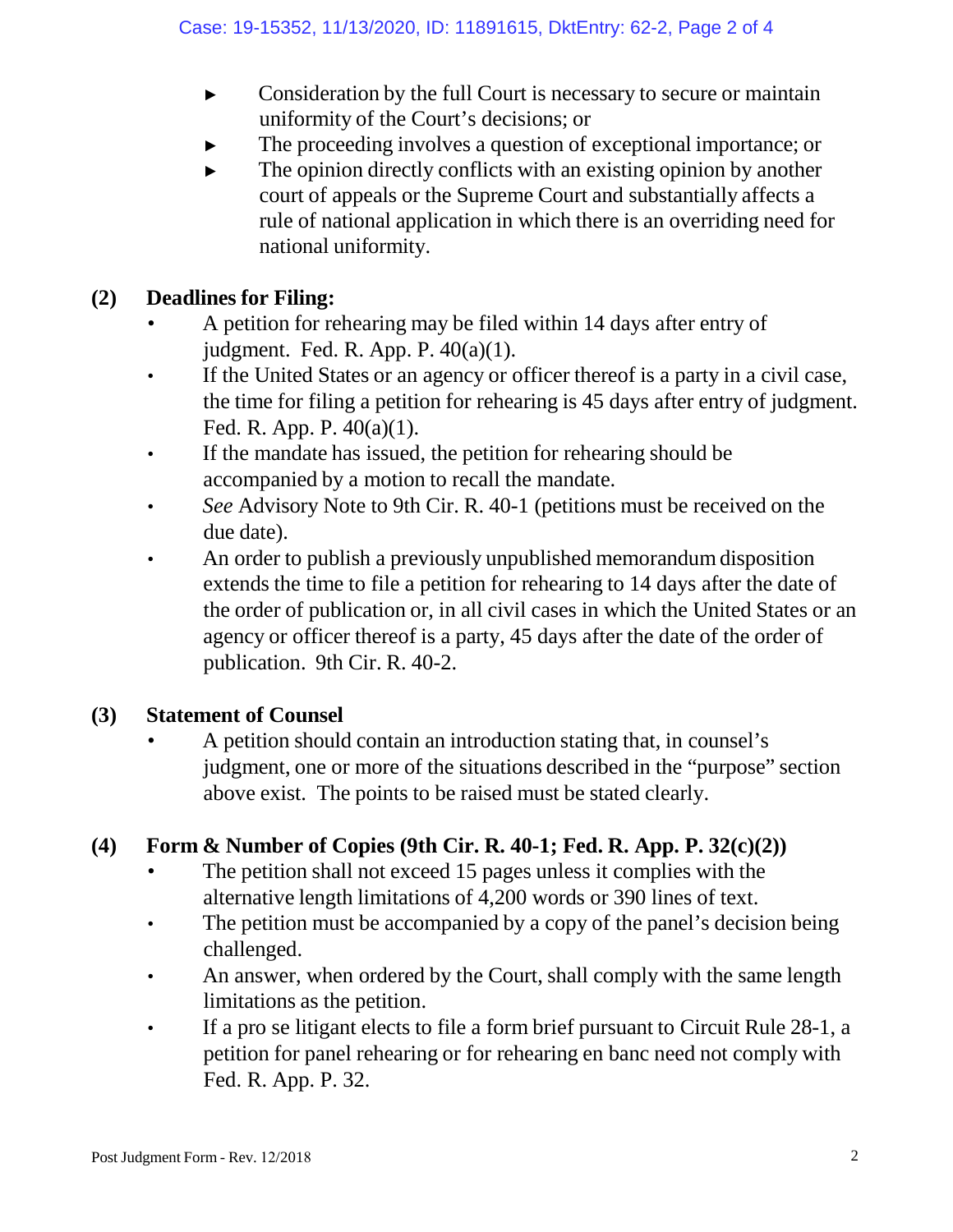- Consideration by the full Court is necessary to secure or maintain uniformity of the Court's decisions; or
- The proceeding involves a question of exceptional importance; or
- The opinion directly conflicts with an existing opinion by another court of appeals or the Supreme Court and substantially affects a rule of national application in which there is an overriding need for national uniformity.

## (2) Deadlines for Filing:

- A petition for rehearing may be filed within 14 days after entry of judgment. Fed. R. App. P. 40(a)(1).
- If the United States or an agency or officer thereof is a party in a civil case, the time for filing a petition for rehearing is 45 days after entry of judgment. Fed. R. App. P. 40(a)(1).
- If the mandate has issued, the petition for rehearing should be accompanied by a motion to recall the mandate.
- *See* Advisory Note to 9th Cir. R. 40-1 (petitions must be received on the due date).
- An order to publish a previously unpublished memorandum disposition extends the time to file a petition for rehearing to 14 days after the date of the order of publication or, in all civil cases in which the United States or an agency or officer thereof is a party, 45 days after the date of the order of publication. 9th Cir. R. 40-2.

## (3) Statement of Counsel

- A petition should contain an introduction stating that, in counsel's judgment, one or more of the situations described in the "purpose" section above exist. The points to be raised must be stated clearly.

## (4) Form & Number of Copies (9th Cir. R. 40-1; Fed. R. App. P. 32(c)(2))

- The petition shall not exceed 15 pages unless it complies with the alternative length limitations of 4,200 words or 390 lines of text.
- The petition must be accompanied by a copy of the panel's decision being challenged.
- An answer, when ordered by the Court, shall comply with the same length limitations as the petition.
- If a pro se litigant elects to file a form brief pursuant to Circuit Rule 28-1, a petition for panel rehearing or for rehearing en banc need not comply with Fed. R. App. P. 32.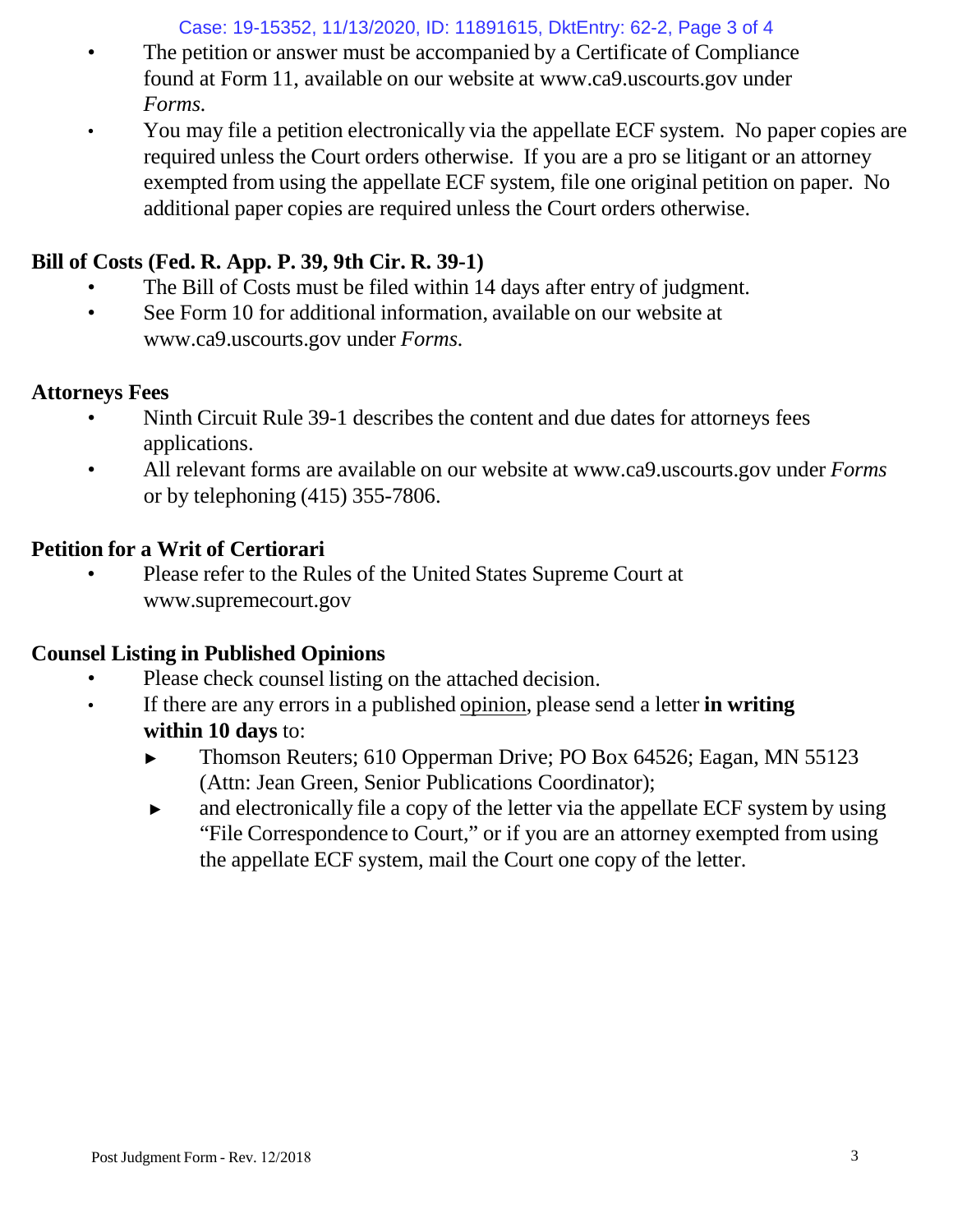- The petition or answer must be accompanied by a Certificate of Compliance found at Form 11, available on our website at www.ca9.uscourts.gov under *Forms.*
- You may file a petition electronically via the appellate ECF system. No paper copies are required unless the Court orders otherwise. If you are a pro se litigant or an attorney exempted from using the appellate ECF system, file one original petition on paper. No additional paper copies are required unless the Court orders otherwise.

**Bill of Costs (Fed. R. App. P. 39, 9th Cir. R. 39-1)**

- The Bill of Costs must be filed within 14 days after entry of judgment.
- See Form 10 for additional information, available on our website at www.ca9.uscourts.gov under *Forms.*

**Attorneys Fees**

- Ninth Circuit Rule 39-1 describes the content and due dates for attorneys fees applications.
- All relevant forms are available on our website at www.ca9.uscourts.gov under *Forms* or by telephoning (415) 355-7806.

**Petition for a Writ of Certiorari**

- Please refer to the Rules of the United States Supreme Court at www.supremecourt.gov

**Counsel Listing in Published Opinions**

- Please check counsel listing on the attached decision.
- If there are any errors in a published opinion, please send a letter **in writing within 10 days** to:
  - ► Thomson Reuters; 610 Opperman Drive; PO Box 64526; Eagan, MN 55123 (Attn: Jean Green, Senior Publications Coordinator);
  - ► and electronically file a copy of the letter via the appellate ECF system by using "File Correspondence to Court," or if you are an attorney exempted from using the appellate ECF system, mail the Court one copy of the letter.

Post Judgment Form - Rev. 12/2018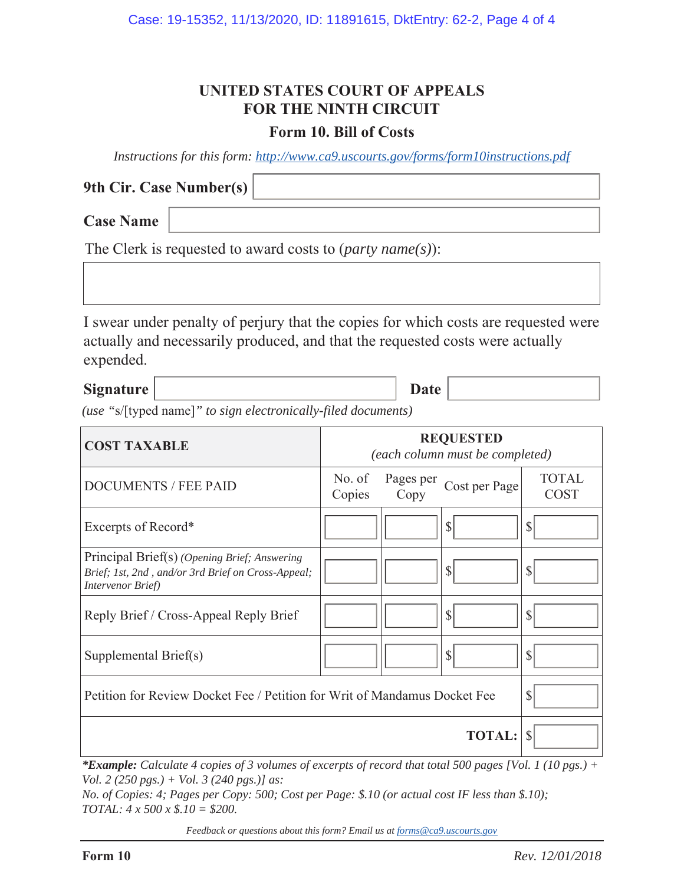# UNITED STATES COURT OF APPEALS
# FOR THE NINTH CIRCUIT

## Form 10. Bill of Costs

*Instructions for this form: http://www.ca9.uscourts.gov/forms/form10instructions.pdf*

**9th Cir. Case Number(s)**

**Case Name**

The Clerk is requested to award costs to (*party name(s)*):

I swear under penalty of perjury that the copies for which costs are requested were actually and necessarily produced, and that the requested costs were actually expended.

**Signature** **Date**

*(use* "s/[typed name]" *to sign electronically-filed documents)*

| **COST TAXABLE** | **REQUESTED** *(each column must be completed)* | | | |
|---|---|---|---|---|
| DOCUMENTS / FEE PAID | No. of Copies | Pages per Copy | Cost per Page | TOTAL COST |
| Excerpts of Record* | | | $ | $ |
| Principal Brief(s) *(Opening Brief; Answering Brief; 1st, 2nd , and/or 3rd Brief on Cross-Appeal; Intervenor Brief)* | | | $ | $ |
| Reply Brief / Cross-Appeal Reply Brief | | | $ | $ |
| Supplemental Brief(s) | | | $ | $ |
| Petition for Review Docket Fee / Petition for Writ of Mandamus Docket Fee | | | | $ |
| | | | **TOTAL:** | $ |

***Example:** *Calculate 4 copies of 3 volumes of excerpts of record that total 500 pages [Vol. 1 (10 pgs.) + Vol. 2 (250 pgs.) + Vol. 3 (240 pgs.)] as:*
*No. of Copies: 4; Pages per Copy: 500; Cost per Page: $.10 (or actual cost IF less than $.10);*
*TOTAL: 4 x 500 x $.10 = $200.*

*Feedback or questions about this form? Email us at forms@ca9.uscourts.gov*

**Form 10** *Rev. 12/01/2018*